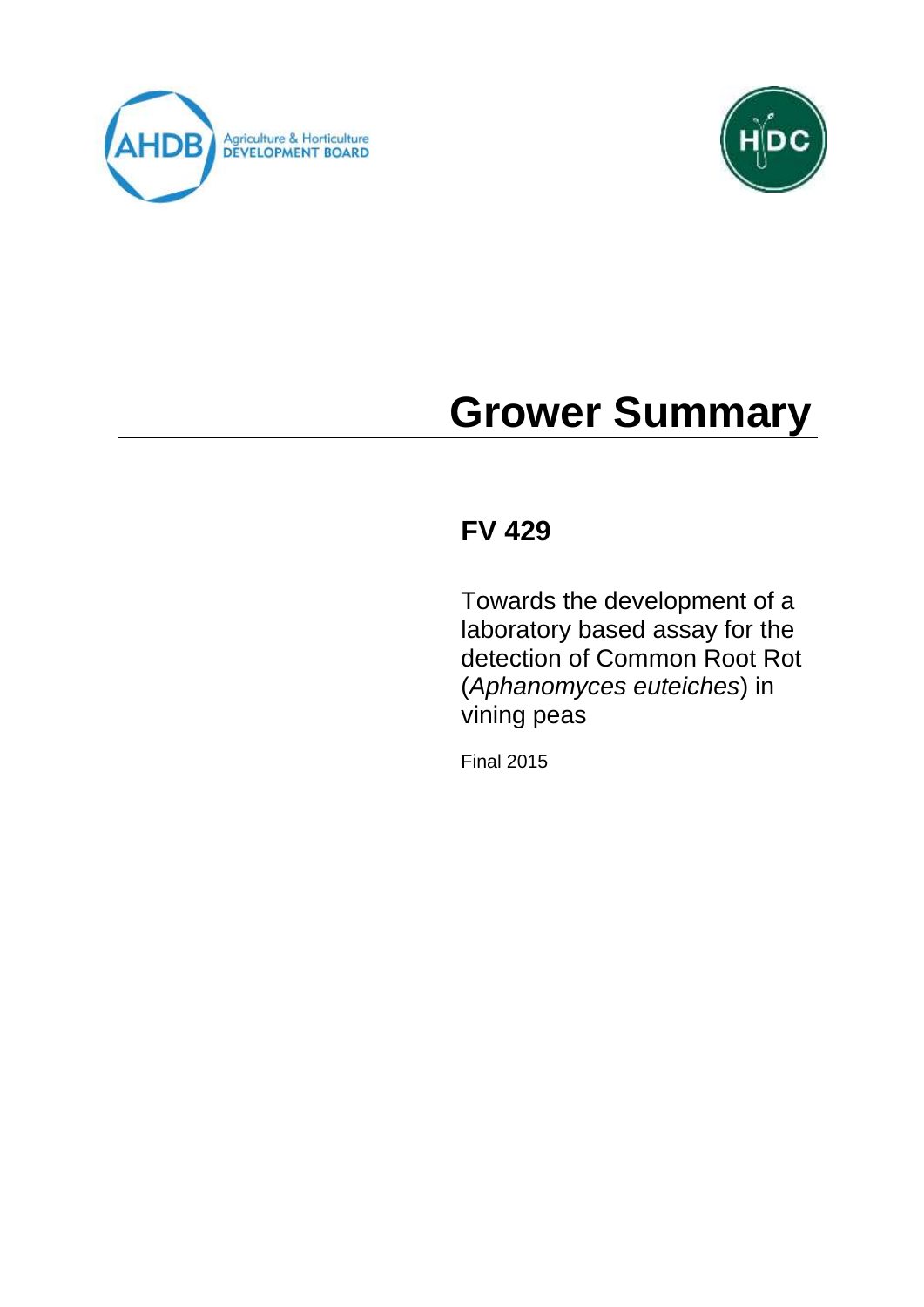# Grower Summary

## FV 429

Towards the development of a laboratory based assay for the detection of Common Root Rot (*Aphanomyces euteiches*) in vining peas

Final 2015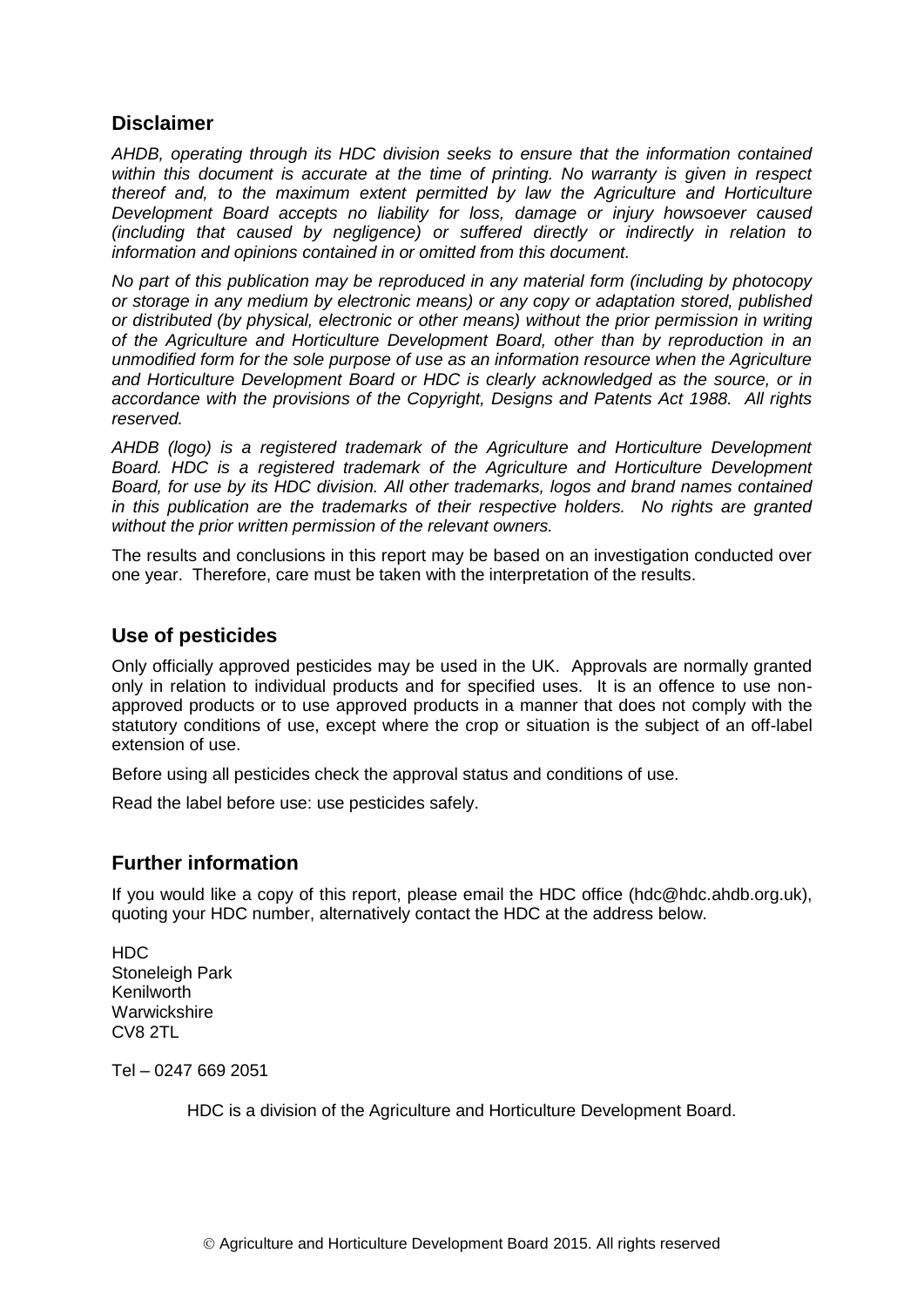## Disclaimer

*AHDB, operating through its HDC division seeks to ensure that the information contained within this document is accurate at the time of printing. No warranty is given in respect thereof and, to the maximum extent permitted by law the Agriculture and Horticulture Development Board accepts no liability for loss, damage or injury howsoever caused (including that caused by negligence) or suffered directly or indirectly in relation to information and opinions contained in or omitted from this document.*

*No part of this publication may be reproduced in any material form (including by photocopy or storage in any medium by electronic means) or any copy or adaptation stored, published or distributed (by physical, electronic or other means) without the prior permission in writing of the Agriculture and Horticulture Development Board, other than by reproduction in an unmodified form for the sole purpose of use as an information resource when the Agriculture and Horticulture Development Board or HDC is clearly acknowledged as the source, or in accordance with the provisions of the Copyright, Designs and Patents Act 1988. All rights reserved.*

*AHDB (logo) is a registered trademark of the Agriculture and Horticulture Development Board. HDC is a registered trademark of the Agriculture and Horticulture Development Board, for use by its HDC division. All other trademarks, logos and brand names contained in this publication are the trademarks of their respective holders. No rights are granted without the prior written permission of the relevant owners.*

The results and conclusions in this report may be based on an investigation conducted over one year. Therefore, care must be taken with the interpretation of the results.

## Use of pesticides

Only officially approved pesticides may be used in the UK. Approvals are normally granted only in relation to individual products and for specified uses. It is an offence to use non-approved products or to use approved products in a manner that does not comply with the statutory conditions of use, except where the crop or situation is the subject of an off-label extension of use.

Before using all pesticides check the approval status and conditions of use.

Read the label before use: use pesticides safely.

## Further information

If you would like a copy of this report, please email the HDC office (hdc@hdc.ahdb.org.uk), quoting your HDC number, alternatively contact the HDC at the address below.

HDC
Stoneleigh Park
Kenilworth
Warwickshire
CV8 2TL

Tel – 0247 669 2051

HDC is a division of the Agriculture and Horticulture Development Board.

© Agriculture and Horticulture Development Board 2015. All rights reserved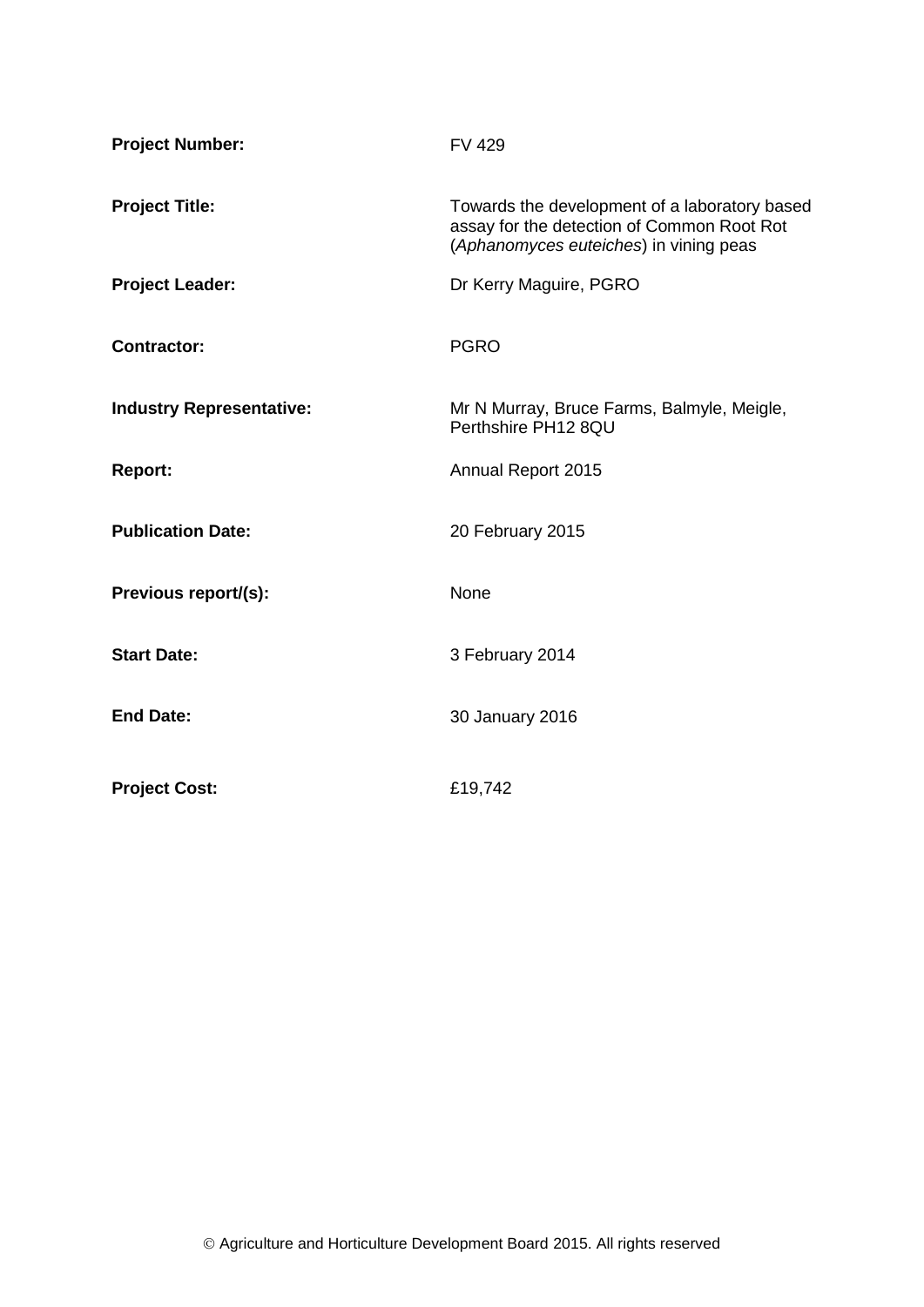| | |
|---|---|
| **Project Number:** | FV 429 |
| **Project Title:** | Towards the development of a laboratory based assay for the detection of Common Root Rot (*Aphanomyces euteiches*) in vining peas |
| **Project Leader:** | Dr Kerry Maguire, PGRO |
| **Contractor:** | PGRO |
| **Industry Representative:** | Mr N Murray, Bruce Farms, Balmyle, Meigle, Perthshire PH12 8QU |
| **Report:** | Annual Report 2015 |
| **Publication Date:** | 20 February 2015 |
| **Previous report/(s):** | None |
| **Start Date:** | 3 February 2014 |
| **End Date:** | 30 January 2016 |
| **Project Cost:** | £19,742 |

© Agriculture and Horticulture Development Board 2015. All rights reserved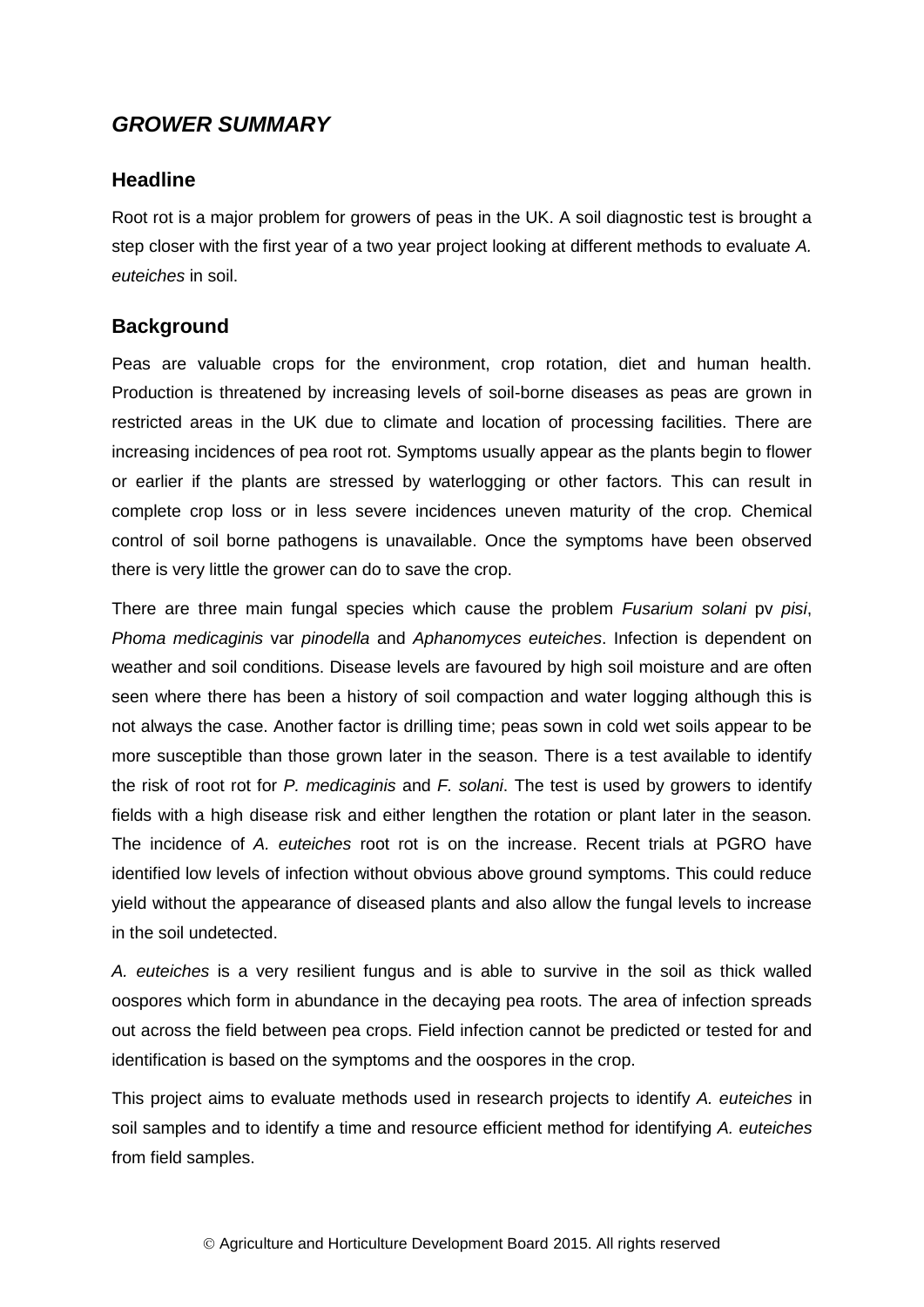# *GROWER SUMMARY*

## Headline

Root rot is a major problem for growers of peas in the UK. A soil diagnostic test is brought a step closer with the first year of a two year project looking at different methods to evaluate *A. euteiches* in soil.

## Background

Peas are valuable crops for the environment, crop rotation, diet and human health. Production is threatened by increasing levels of soil-borne diseases as peas are grown in restricted areas in the UK due to climate and location of processing facilities. There are increasing incidences of pea root rot. Symptoms usually appear as the plants begin to flower or earlier if the plants are stressed by waterlogging or other factors. This can result in complete crop loss or in less severe incidences uneven maturity of the crop. Chemical control of soil borne pathogens is unavailable. Once the symptoms have been observed there is very little the grower can do to save the crop.

There are three main fungal species which cause the problem *Fusarium solani* pv *pisi*, *Phoma medicaginis* var *pinodella* and *Aphanomyces euteiches*. Infection is dependent on weather and soil conditions. Disease levels are favoured by high soil moisture and are often seen where there has been a history of soil compaction and water logging although this is not always the case. Another factor is drilling time; peas sown in cold wet soils appear to be more susceptible than those grown later in the season. There is a test available to identify the risk of root rot for *P. medicaginis* and *F. solani*. The test is used by growers to identify fields with a high disease risk and either lengthen the rotation or plant later in the season. The incidence of *A. euteiches* root rot is on the increase. Recent trials at PGRO have identified low levels of infection without obvious above ground symptoms. This could reduce yield without the appearance of diseased plants and also allow the fungal levels to increase in the soil undetected.

*A. euteiches* is a very resilient fungus and is able to survive in the soil as thick walled oospores which form in abundance in the decaying pea roots. The area of infection spreads out across the field between pea crops. Field infection cannot be predicted or tested for and identification is based on the symptoms and the oospores in the crop.

This project aims to evaluate methods used in research projects to identify *A. euteiches* in soil samples and to identify a time and resource efficient method for identifying *A. euteiches* from field samples.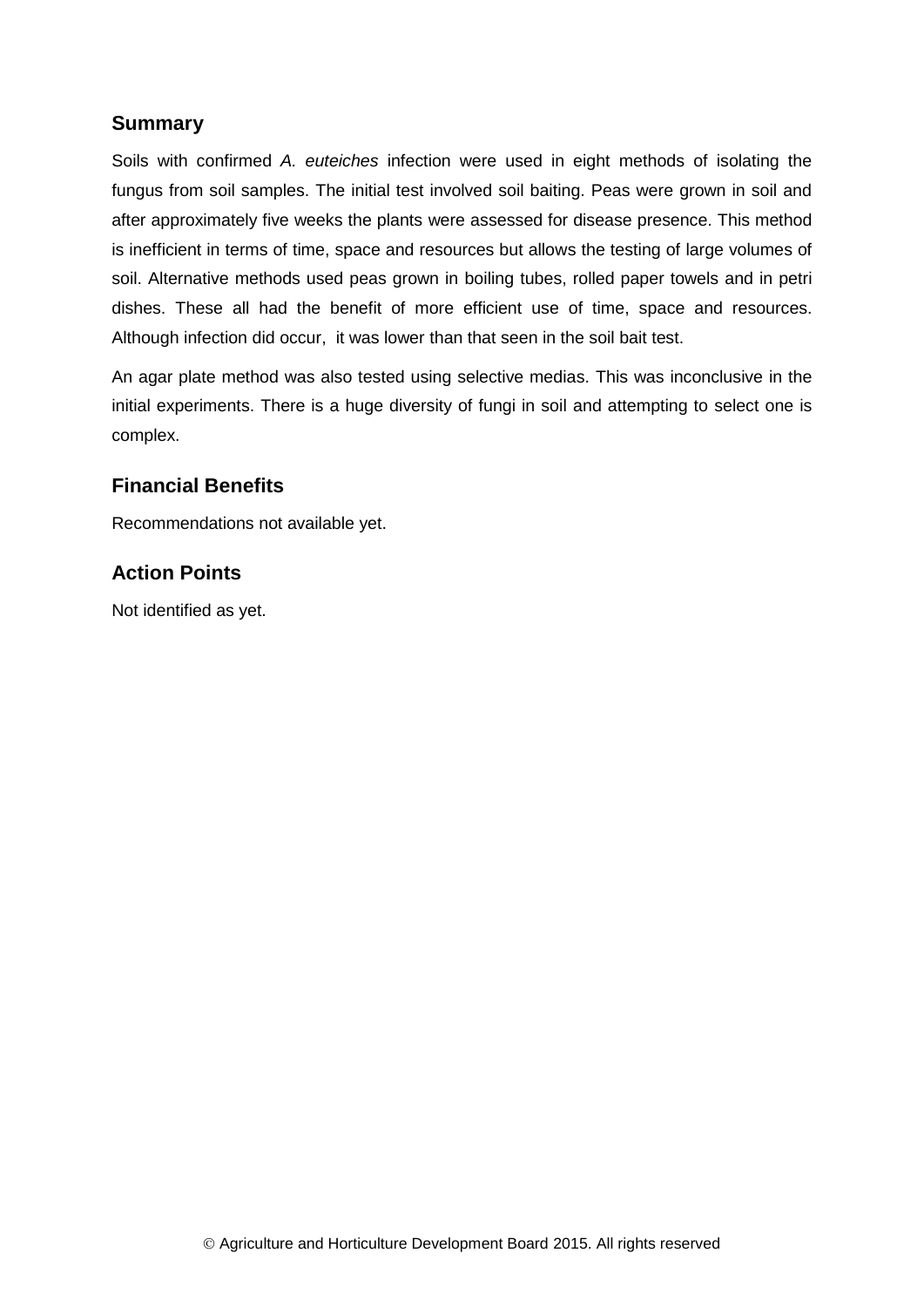## Summary

Soils with confirmed *A. euteiches* infection were used in eight methods of isolating the fungus from soil samples. The initial test involved soil baiting. Peas were grown in soil and after approximately five weeks the plants were assessed for disease presence. This method is inefficient in terms of time, space and resources but allows the testing of large volumes of soil. Alternative methods used peas grown in boiling tubes, rolled paper towels and in petri dishes. These all had the benefit of more efficient use of time, space and resources. Although infection did occur, it was lower than that seen in the soil bait test.

An agar plate method was also tested using selective medias. This was inconclusive in the initial experiments. There is a huge diversity of fungi in soil and attempting to select one is complex.

## Financial Benefits

Recommendations not available yet.

## Action Points

Not identified as yet.